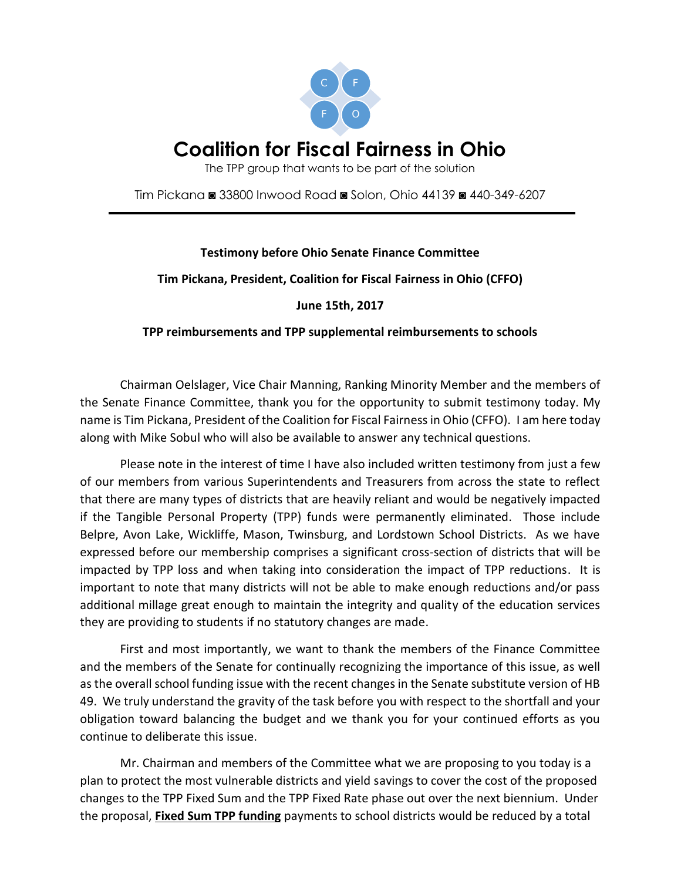# Coalition for Fiscal Fairness in Ohio

The TPP group that wants to be part of the solution

Tim Pickana ◙ 33800 Inwood Road ◙ Solon, Ohio 44139 ◙ 440-349-6207

---

**Testimony before Ohio Senate Finance Committee**

**Tim Pickana, President, Coalition for Fiscal Fairness in Ohio (CFFO)**

**June 15th, 2017**

**TPP reimbursements and TPP supplemental reimbursements to schools**

Chairman Oelslager, Vice Chair Manning, Ranking Minority Member and the members of the Senate Finance Committee, thank you for the opportunity to submit testimony today. My name is Tim Pickana, President of the Coalition for Fiscal Fairness in Ohio (CFFO). I am here today along with Mike Sobul who will also be available to answer any technical questions.

Please note in the interest of time I have also included written testimony from just a few of our members from various Superintendents and Treasurers from across the state to reflect that there are many types of districts that are heavily reliant and would be negatively impacted if the Tangible Personal Property (TPP) funds were permanently eliminated. Those include Belpre, Avon Lake, Wickliffe, Mason, Twinsburg, and Lordstown School Districts. As we have expressed before our membership comprises a significant cross-section of districts that will be impacted by TPP loss and when taking into consideration the impact of TPP reductions. It is important to note that many districts will not be able to make enough reductions and/or pass additional millage great enough to maintain the integrity and quality of the education services they are providing to students if no statutory changes are made.

First and most importantly, we want to thank the members of the Finance Committee and the members of the Senate for continually recognizing the importance of this issue, as well as the overall school funding issue with the recent changes in the Senate substitute version of HB 49. We truly understand the gravity of the task before you with respect to the shortfall and your obligation toward balancing the budget and we thank you for your continued efforts as you continue to deliberate this issue.

Mr. Chairman and members of the Committee what we are proposing to you today is a plan to protect the most vulnerable districts and yield savings to cover the cost of the proposed changes to the TPP Fixed Sum and the TPP Fixed Rate phase out over the next biennium. Under the proposal, **Fixed Sum TPP funding** payments to school districts would be reduced by a total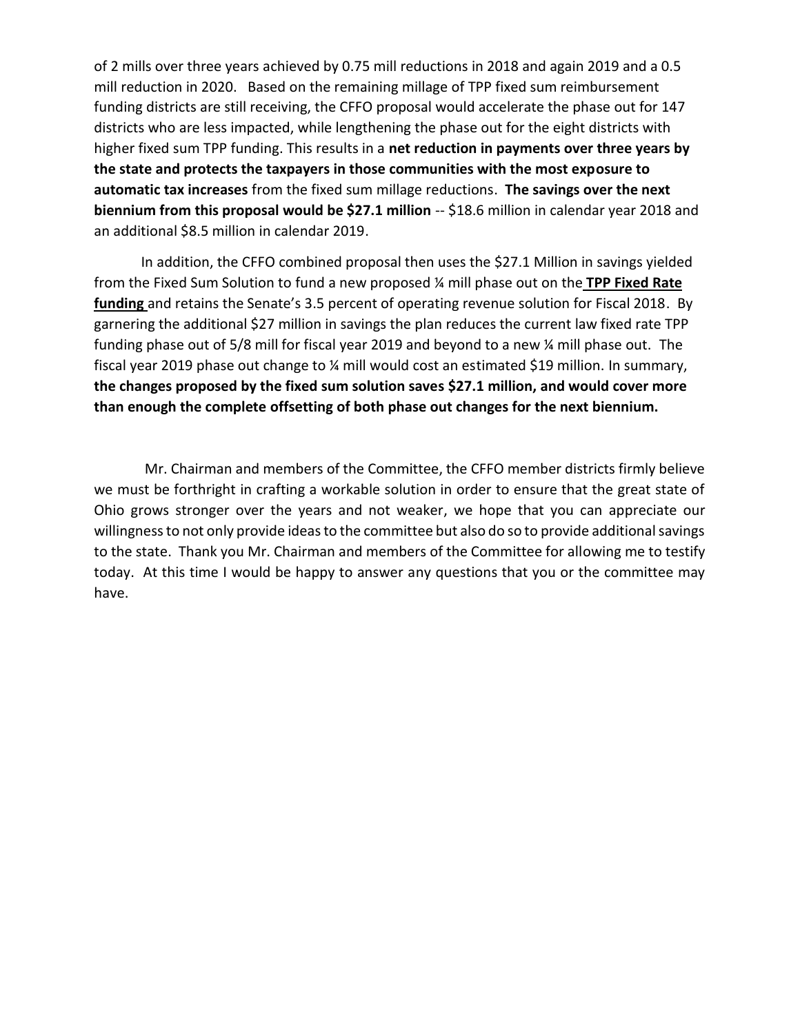of 2 mills over three years achieved by 0.75 mill reductions in 2018 and again 2019 and a 0.5 mill reduction in 2020. Based on the remaining millage of TPP fixed sum reimbursement funding districts are still receiving, the CFFO proposal would accelerate the phase out for 147 districts who are less impacted, while lengthening the phase out for the eight districts with higher fixed sum TPP funding. This results in a **net reduction in payments over three years by the state and protects the taxpayers in those communities with the most exposure to automatic tax increases** from the fixed sum millage reductions. **The savings over the next biennium from this proposal would be $27.1 million** -- $18.6 million in calendar year 2018 and an additional $8.5 million in calendar 2019.

In addition, the CFFO combined proposal then uses the $27.1 Million in savings yielded from the Fixed Sum Solution to fund a new proposed ¼ mill phase out on the **TPP Fixed Rate funding** and retains the Senate's 3.5 percent of operating revenue solution for Fiscal 2018. By garnering the additional $27 million in savings the plan reduces the current law fixed rate TPP funding phase out of 5/8 mill for fiscal year 2019 and beyond to a new ¼ mill phase out. The fiscal year 2019 phase out change to ¼ mill would cost an estimated $19 million. In summary, **the changes proposed by the fixed sum solution saves $27.1 million, and would cover more than enough the complete offsetting of both phase out changes for the next biennium.**

Mr. Chairman and members of the Committee, the CFFO member districts firmly believe we must be forthright in crafting a workable solution in order to ensure that the great state of Ohio grows stronger over the years and not weaker, we hope that you can appreciate our willingness to not only provide ideas to the committee but also do so to provide additional savings to the state. Thank you Mr. Chairman and members of the Committee for allowing me to testify today. At this time I would be happy to answer any questions that you or the committee may have.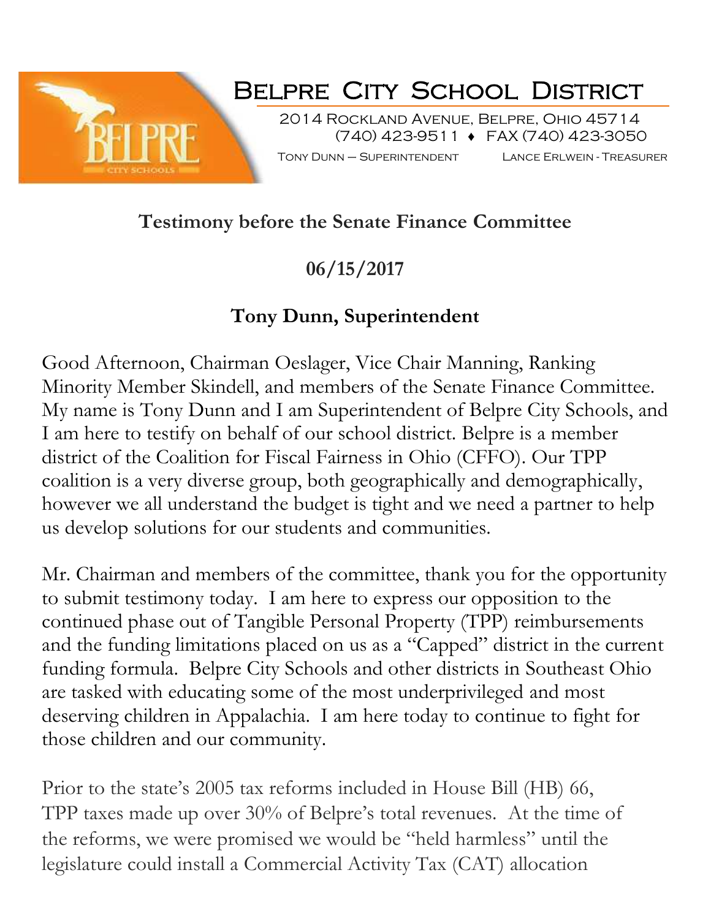# Belpre City School District

2014 Rockland Avenue, Belpre, Ohio 45714
(740) 423-9511 ♦ FAX (740) 423-3050

Tony Dunn – Superintendent Lance Erlwein - Treasurer

**Testimony before the Senate Finance Committee**

**06/15/2017**

**Tony Dunn, Superintendent**

Good Afternoon, Chairman Oeslager, Vice Chair Manning, Ranking Minority Member Skindell, and members of the Senate Finance Committee. My name is Tony Dunn and I am Superintendent of Belpre City Schools, and I am here to testify on behalf of our school district. Belpre is a member district of the Coalition for Fiscal Fairness in Ohio (CFFO). Our TPP coalition is a very diverse group, both geographically and demographically, however we all understand the budget is tight and we need a partner to help us develop solutions for our students and communities.

Mr. Chairman and members of the committee, thank you for the opportunity to submit testimony today. I am here to express our opposition to the continued phase out of Tangible Personal Property (TPP) reimbursements and the funding limitations placed on us as a "Capped" district in the current funding formula. Belpre City Schools and other districts in Southeast Ohio are tasked with educating some of the most underprivileged and most deserving children in Appalachia. I am here today to continue to fight for those children and our community.

Prior to the state's 2005 tax reforms included in House Bill (HB) 66, TPP taxes made up over 30% of Belpre's total revenues. At the time of the reforms, we were promised we would be "held harmless" until the legislature could install a Commercial Activity Tax (CAT) allocation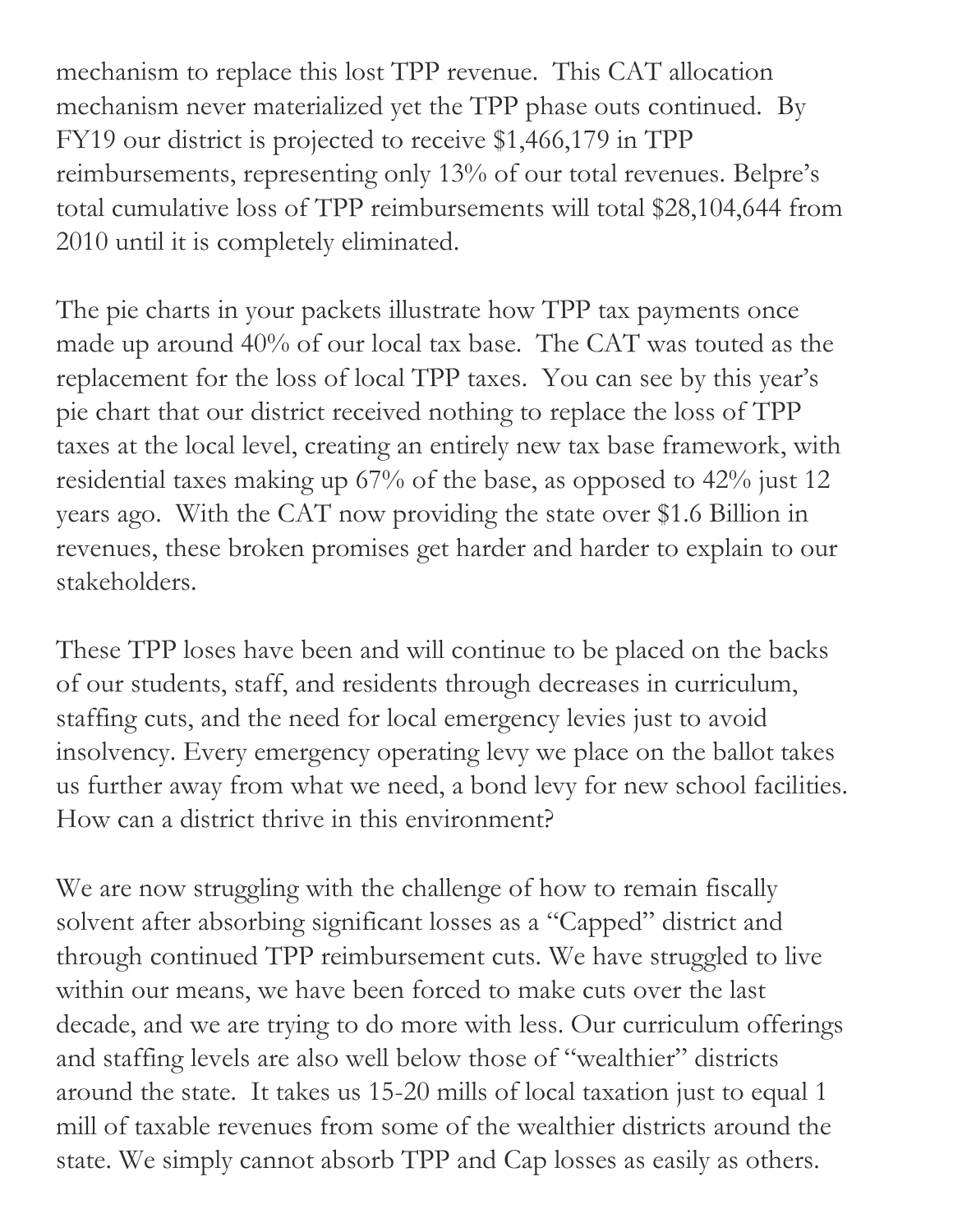mechanism to replace this lost TPP revenue. This CAT allocation mechanism never materialized yet the TPP phase outs continued. By FY19 our district is projected to receive $1,466,179 in TPP reimbursements, representing only 13% of our total revenues. Belpre's total cumulative loss of TPP reimbursements will total $28,104,644 from 2010 until it is completely eliminated.

The pie charts in your packets illustrate how TPP tax payments once made up around 40% of our local tax base. The CAT was touted as the replacement for the loss of local TPP taxes. You can see by this year's pie chart that our district received nothing to replace the loss of TPP taxes at the local level, creating an entirely new tax base framework, with residential taxes making up 67% of the base, as opposed to 42% just 12 years ago. With the CAT now providing the state over $1.6 Billion in revenues, these broken promises get harder and harder to explain to our stakeholders.

These TPP loses have been and will continue to be placed on the backs of our students, staff, and residents through decreases in curriculum, staffing cuts, and the need for local emergency levies just to avoid insolvency. Every emergency operating levy we place on the ballot takes us further away from what we need, a bond levy for new school facilities. How can a district thrive in this environment?

We are now struggling with the challenge of how to remain fiscally solvent after absorbing significant losses as a "Capped" district and through continued TPP reimbursement cuts. We have struggled to live within our means, we have been forced to make cuts over the last decade, and we are trying to do more with less. Our curriculum offerings and staffing levels are also well below those of "wealthier" districts around the state. It takes us 15-20 mills of local taxation just to equal 1 mill of taxable revenues from some of the wealthier districts around the state. We simply cannot absorb TPP and Cap losses as easily as others.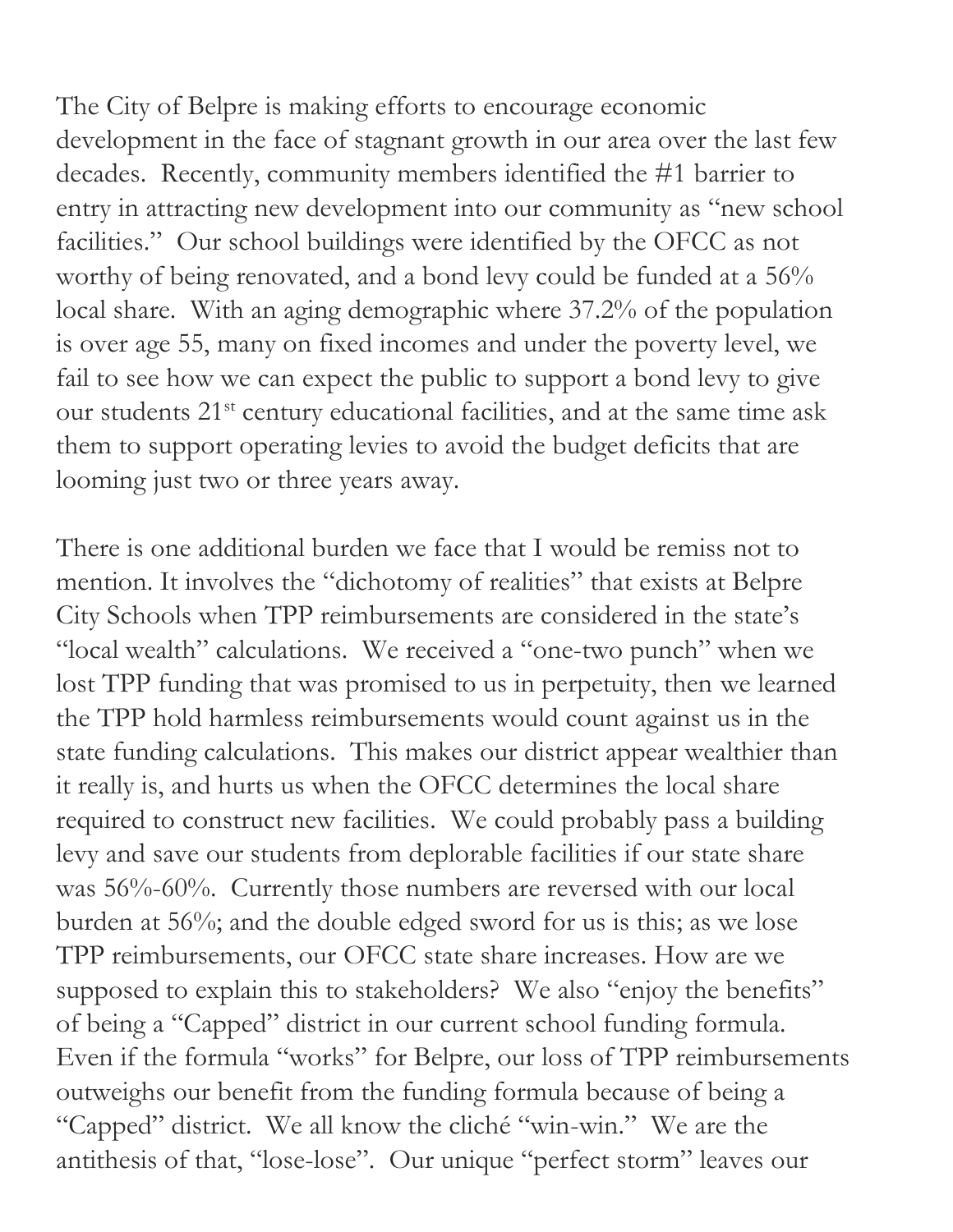The City of Belpre is making efforts to encourage economic development in the face of stagnant growth in our area over the last few decades. Recently, community members identified the #1 barrier to entry in attracting new development into our community as "new school facilities." Our school buildings were identified by the OFCC as not worthy of being renovated, and a bond levy could be funded at a 56% local share. With an aging demographic where 37.2% of the population is over age 55, many on fixed incomes and under the poverty level, we fail to see how we can expect the public to support a bond levy to give our students 21st century educational facilities, and at the same time ask them to support operating levies to avoid the budget deficits that are looming just two or three years away.

There is one additional burden we face that I would be remiss not to mention. It involves the "dichotomy of realities" that exists at Belpre City Schools when TPP reimbursements are considered in the state's "local wealth" calculations. We received a "one-two punch" when we lost TPP funding that was promised to us in perpetuity, then we learned the TPP hold harmless reimbursements would count against us in the state funding calculations. This makes our district appear wealthier than it really is, and hurts us when the OFCC determines the local share required to construct new facilities. We could probably pass a building levy and save our students from deplorable facilities if our state share was 56%-60%. Currently those numbers are reversed with our local burden at 56%; and the double edged sword for us is this; as we lose TPP reimbursements, our OFCC state share increases. How are we supposed to explain this to stakeholders? We also "enjoy the benefits" of being a "Capped" district in our current school funding formula. Even if the formula "works" for Belpre, our loss of TPP reimbursements outweighs our benefit from the funding formula because of being a "Capped" district. We all know the cliché "win-win." We are the antithesis of that, "lose-lose". Our unique "perfect storm" leaves our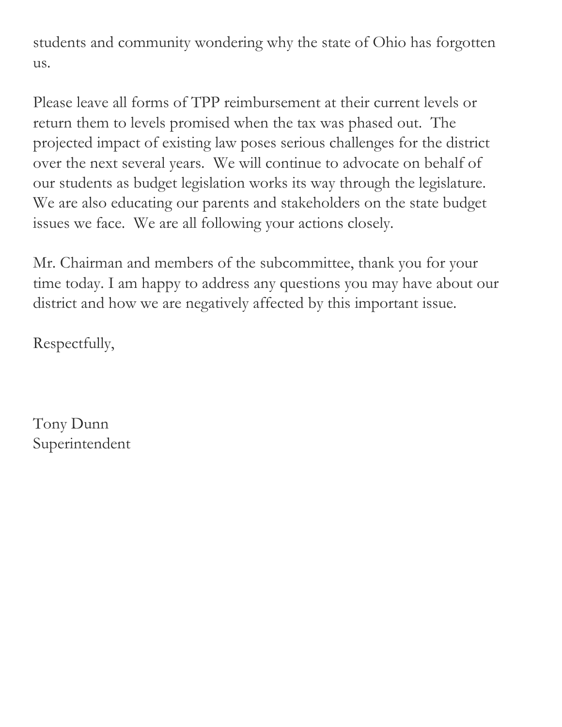students and community wondering why the state of Ohio has forgotten us.

Please leave all forms of TPP reimbursement at their current levels or return them to levels promised when the tax was phased out. The projected impact of existing law poses serious challenges for the district over the next several years. We will continue to advocate on behalf of our students as budget legislation works its way through the legislature. We are also educating our parents and stakeholders on the state budget issues we face. We are all following your actions closely.

Mr. Chairman and members of the subcommittee, thank you for your time today. I am happy to address any questions you may have about our district and how we are negatively affected by this important issue.

Respectfully,

Tony Dunn
Superintendent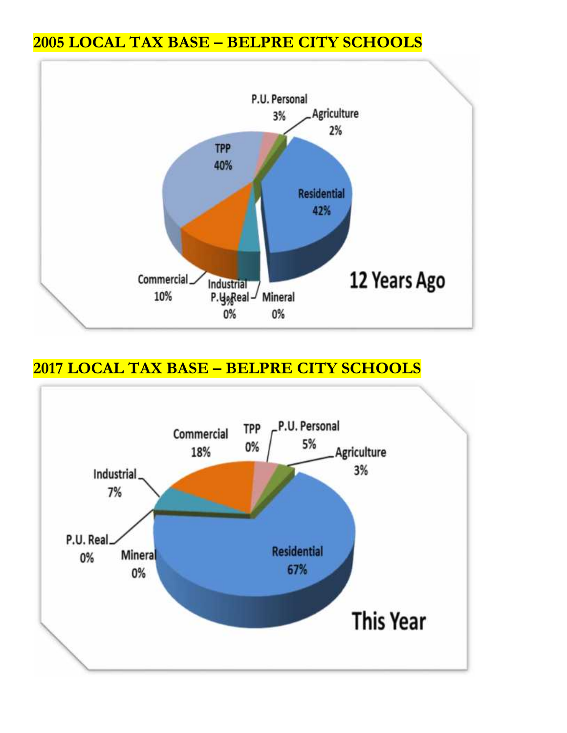## 2005 LOCAL TAX BASE – BELPRE CITY SCHOOLS

| Category | Share |
|---|---|
| P.U. Personal | 3% |
| Agriculture | 2% |
| TPP | 40% |
| Residential | 42% |
| Commercial | 10% |
| Industrial | 3% |
| P.U. Real | 0% |
| Mineral | 0% |

12 Years Ago

## 2017 LOCAL TAX BASE – BELPRE CITY SCHOOLS

| Category | Share |
|---|---|
| Commercial | 18% |
| TPP | 0% |
| P.U. Personal | 5% |
| Agriculture | 3% |
| Industrial | 7% |
| P.U. Real | 0% |
| Mineral | 0% |
| Residential | 67% |

This Year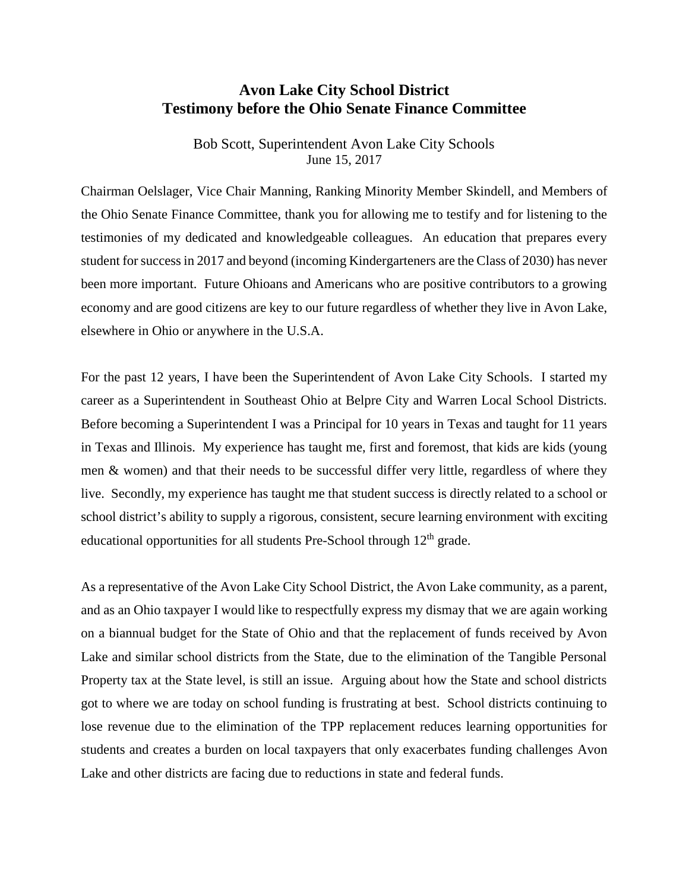# Avon Lake City School District
# Testimony before the Ohio Senate Finance Committee

Bob Scott, Superintendent Avon Lake City Schools
June 15, 2017

Chairman Oelslager, Vice Chair Manning, Ranking Minority Member Skindell, and Members of the Ohio Senate Finance Committee, thank you for allowing me to testify and for listening to the testimonies of my dedicated and knowledgeable colleagues. An education that prepares every student for success in 2017 and beyond (incoming Kindergarteners are the Class of 2030) has never been more important. Future Ohioans and Americans who are positive contributors to a growing economy and are good citizens are key to our future regardless of whether they live in Avon Lake, elsewhere in Ohio or anywhere in the U.S.A.

For the past 12 years, I have been the Superintendent of Avon Lake City Schools. I started my career as a Superintendent in Southeast Ohio at Belpre City and Warren Local School Districts. Before becoming a Superintendent I was a Principal for 10 years in Texas and taught for 11 years in Texas and Illinois. My experience has taught me, first and foremost, that kids are kids (young men & women) and that their needs to be successful differ very little, regardless of where they live. Secondly, my experience has taught me that student success is directly related to a school or school district's ability to supply a rigorous, consistent, secure learning environment with exciting educational opportunities for all students Pre-School through 12th grade.

As a representative of the Avon Lake City School District, the Avon Lake community, as a parent, and as an Ohio taxpayer I would like to respectfully express my dismay that we are again working on a biannual budget for the State of Ohio and that the replacement of funds received by Avon Lake and similar school districts from the State, due to the elimination of the Tangible Personal Property tax at the State level, is still an issue. Arguing about how the State and school districts got to where we are today on school funding is frustrating at best. School districts continuing to lose revenue due to the elimination of the TPP replacement reduces learning opportunities for students and creates a burden on local taxpayers that only exacerbates funding challenges Avon Lake and other districts are facing due to reductions in state and federal funds.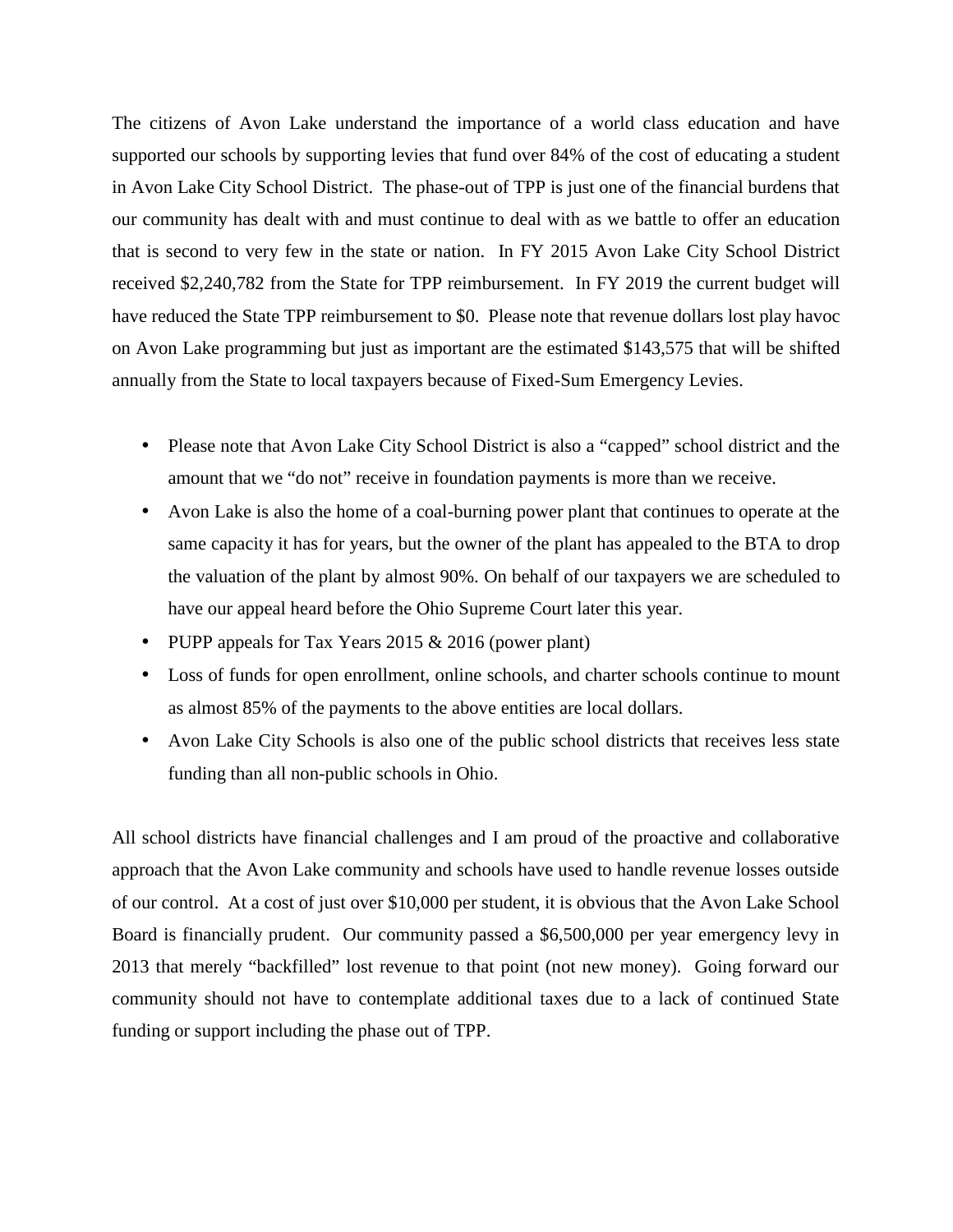The citizens of Avon Lake understand the importance of a world class education and have supported our schools by supporting levies that fund over 84% of the cost of educating a student in Avon Lake City School District. The phase-out of TPP is just one of the financial burdens that our community has dealt with and must continue to deal with as we battle to offer an education that is second to very few in the state or nation. In FY 2015 Avon Lake City School District received $2,240,782 from the State for TPP reimbursement. In FY 2019 the current budget will have reduced the State TPP reimbursement to $0. Please note that revenue dollars lost play havoc on Avon Lake programming but just as important are the estimated $143,575 that will be shifted annually from the State to local taxpayers because of Fixed-Sum Emergency Levies.

- Please note that Avon Lake City School District is also a "capped" school district and the amount that we "do not" receive in foundation payments is more than we receive.
- Avon Lake is also the home of a coal-burning power plant that continues to operate at the same capacity it has for years, but the owner of the plant has appealed to the BTA to drop the valuation of the plant by almost 90%. On behalf of our taxpayers we are scheduled to have our appeal heard before the Ohio Supreme Court later this year.
- PUPP appeals for Tax Years 2015 & 2016 (power plant)
- Loss of funds for open enrollment, online schools, and charter schools continue to mount as almost 85% of the payments to the above entities are local dollars.
- Avon Lake City Schools is also one of the public school districts that receives less state funding than all non-public schools in Ohio.

All school districts have financial challenges and I am proud of the proactive and collaborative approach that the Avon Lake community and schools have used to handle revenue losses outside of our control. At a cost of just over $10,000 per student, it is obvious that the Avon Lake School Board is financially prudent. Our community passed a $6,500,000 per year emergency levy in 2013 that merely "backfilled" lost revenue to that point (not new money). Going forward our community should not have to contemplate additional taxes due to a lack of continued State funding or support including the phase out of TPP.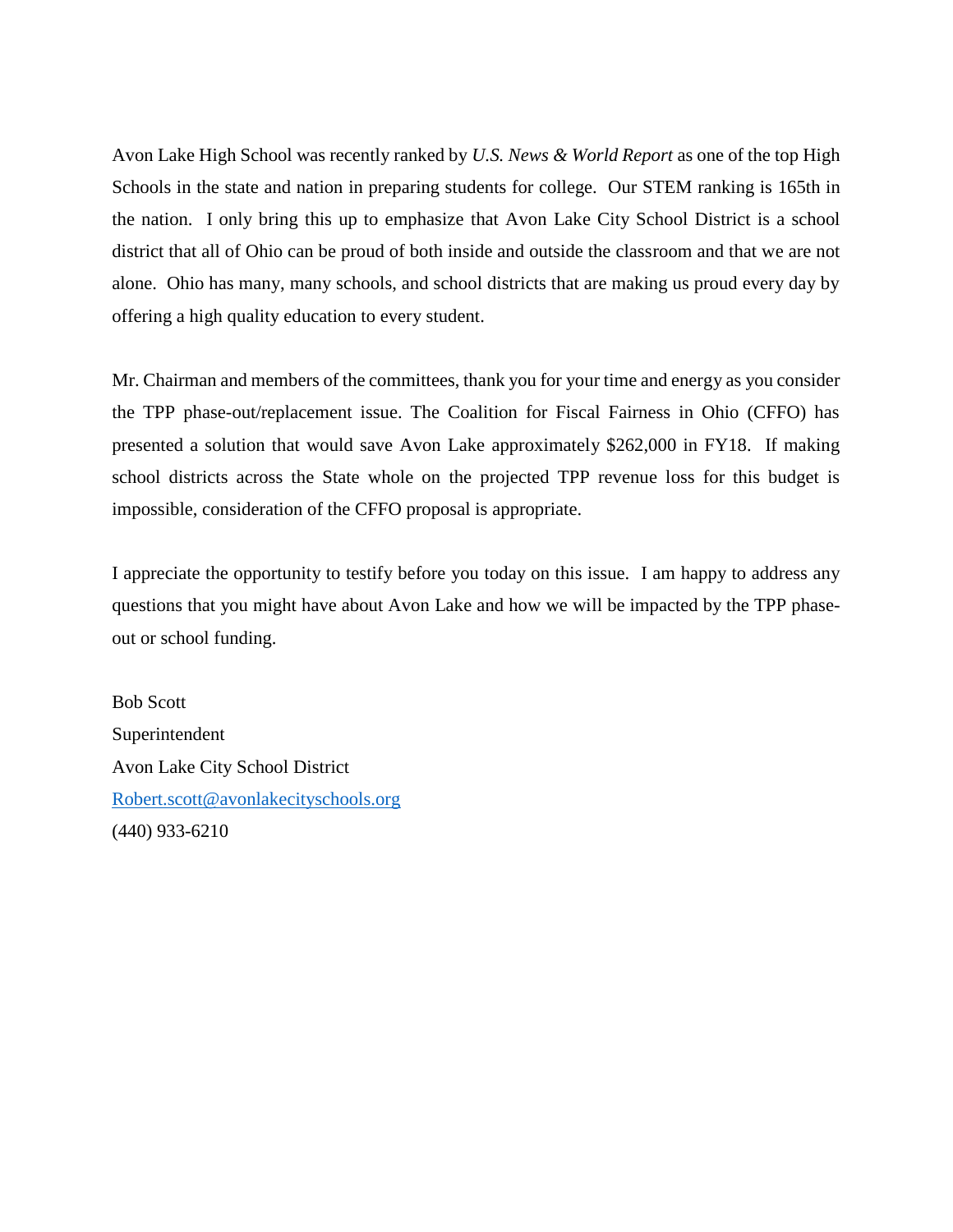Avon Lake High School was recently ranked by *U.S. News & World Report* as one of the top High Schools in the state and nation in preparing students for college. Our STEM ranking is 165th in the nation. I only bring this up to emphasize that Avon Lake City School District is a school district that all of Ohio can be proud of both inside and outside the classroom and that we are not alone. Ohio has many, many schools, and school districts that are making us proud every day by offering a high quality education to every student.

Mr. Chairman and members of the committees, thank you for your time and energy as you consider the TPP phase-out/replacement issue. The Coalition for Fiscal Fairness in Ohio (CFFO) has presented a solution that would save Avon Lake approximately $262,000 in FY18. If making school districts across the State whole on the projected TPP revenue loss for this budget is impossible, consideration of the CFFO proposal is appropriate.

I appreciate the opportunity to testify before you today on this issue. I am happy to address any questions that you might have about Avon Lake and how we will be impacted by the TPP phase-out or school funding.

Bob Scott
Superintendent
Avon Lake City School District
Robert.scott@avonlakecityschools.org
(440) 933-6210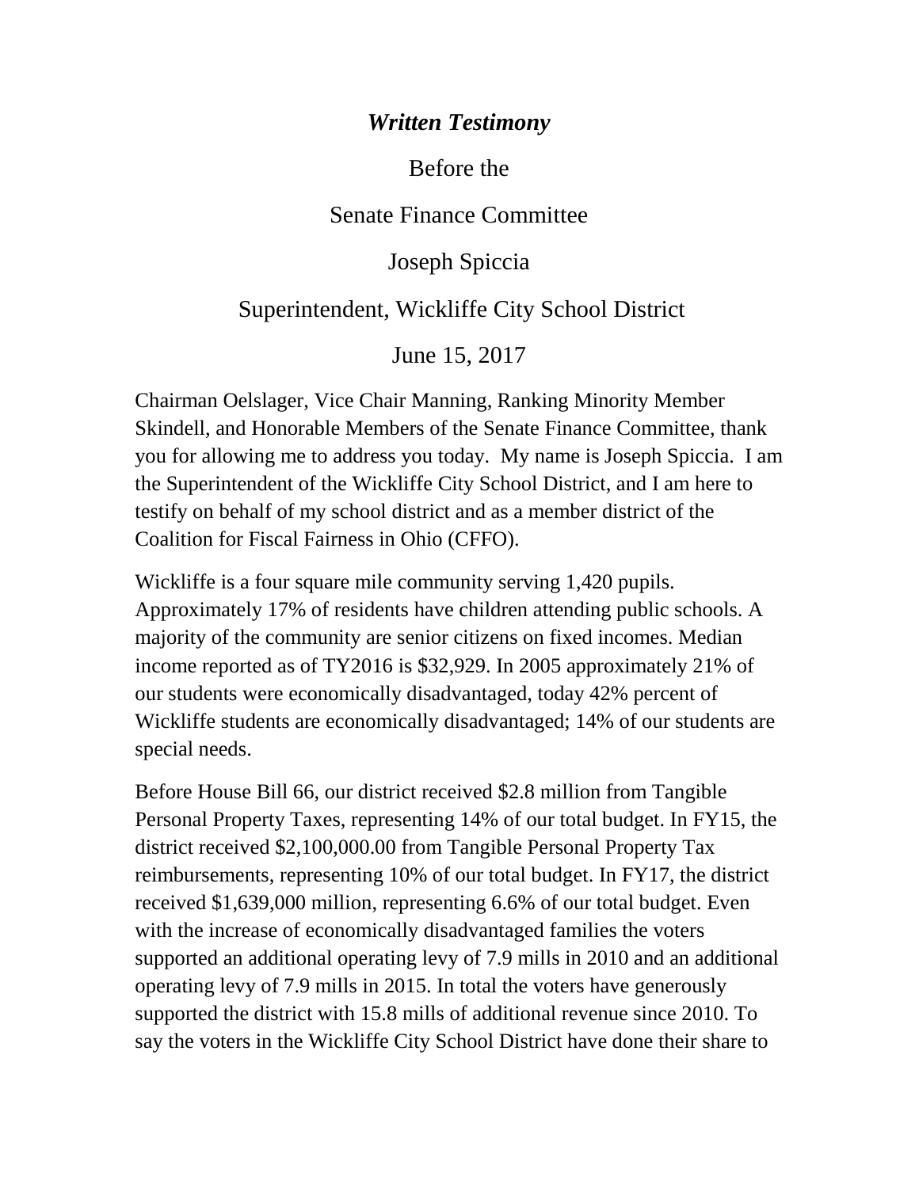***Written Testimony***

Before the

Senate Finance Committee

Joseph Spiccia

Superintendent, Wickliffe City School District

June 15, 2017

Chairman Oelslager, Vice Chair Manning, Ranking Minority Member Skindell, and Honorable Members of the Senate Finance Committee, thank you for allowing me to address you today. My name is Joseph Spiccia. I am the Superintendent of the Wickliffe City School District, and I am here to testify on behalf of my school district and as a member district of the Coalition for Fiscal Fairness in Ohio (CFFO).

Wickliffe is a four square mile community serving 1,420 pupils. Approximately 17% of residents have children attending public schools. A majority of the community are senior citizens on fixed incomes. Median income reported as of TY2016 is $32,929. In 2005 approximately 21% of our students were economically disadvantaged, today 42% percent of Wickliffe students are economically disadvantaged; 14% of our students are special needs.

Before House Bill 66, our district received $2.8 million from Tangible Personal Property Taxes, representing 14% of our total budget. In FY15, the district received $2,100,000.00 from Tangible Personal Property Tax reimbursements, representing 10% of our total budget. In FY17, the district received $1,639,000 million, representing 6.6% of our total budget. Even with the increase of economically disadvantaged families the voters supported an additional operating levy of 7.9 mills in 2010 and an additional operating levy of 7.9 mills in 2015. In total the voters have generously supported the district with 15.8 mills of additional revenue since 2010. To say the voters in the Wickliffe City School District have done their share to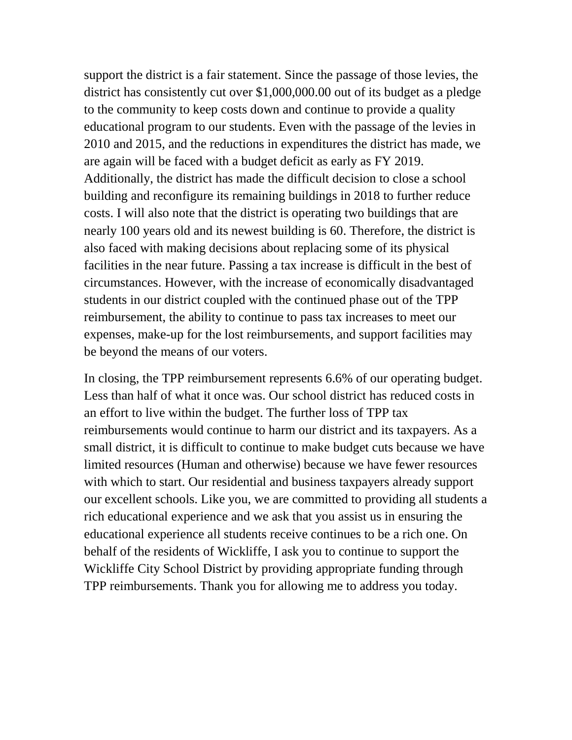support the district is a fair statement. Since the passage of those levies, the district has consistently cut over $1,000,000.00 out of its budget as a pledge to the community to keep costs down and continue to provide a quality educational program to our students. Even with the passage of the levies in 2010 and 2015, and the reductions in expenditures the district has made, we are again will be faced with a budget deficit as early as FY 2019. Additionally, the district has made the difficult decision to close a school building and reconfigure its remaining buildings in 2018 to further reduce costs. I will also note that the district is operating two buildings that are nearly 100 years old and its newest building is 60. Therefore, the district is also faced with making decisions about replacing some of its physical facilities in the near future. Passing a tax increase is difficult in the best of circumstances. However, with the increase of economically disadvantaged students in our district coupled with the continued phase out of the TPP reimbursement, the ability to continue to pass tax increases to meet our expenses, make-up for the lost reimbursements, and support facilities may be beyond the means of our voters.

In closing, the TPP reimbursement represents 6.6% of our operating budget. Less than half of what it once was. Our school district has reduced costs in an effort to live within the budget. The further loss of TPP tax reimbursements would continue to harm our district and its taxpayers. As a small district, it is difficult to continue to make budget cuts because we have limited resources (Human and otherwise) because we have fewer resources with which to start. Our residential and business taxpayers already support our excellent schools. Like you, we are committed to providing all students a rich educational experience and we ask that you assist us in ensuring the educational experience all students receive continues to be a rich one. On behalf of the residents of Wickliffe, I ask you to continue to support the Wickliffe City School District by providing appropriate funding through TPP reimbursements. Thank you for allowing me to address you today.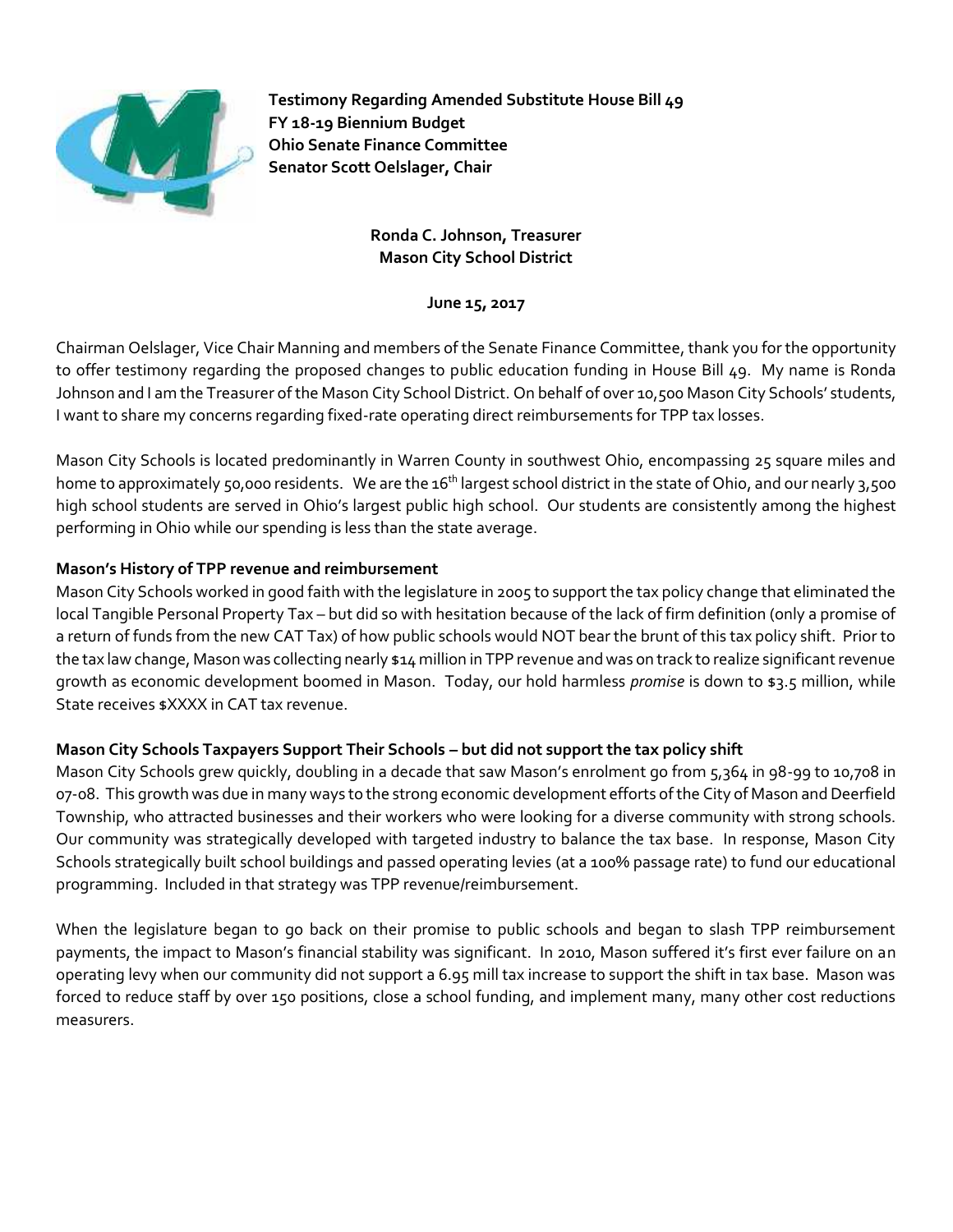**Testimony Regarding Amended Substitute House Bill 49**
**FY 18-19 Biennium Budget**
**Ohio Senate Finance Committee**
**Senator Scott Oelslager, Chair**

**Ronda C. Johnson, Treasurer**
**Mason City School District**

**June 15, 2017**

Chairman Oelslager, Vice Chair Manning and members of the Senate Finance Committee, thank you for the opportunity to offer testimony regarding the proposed changes to public education funding in House Bill 49. My name is Ronda Johnson and I am the Treasurer of the Mason City School District. On behalf of over 10,500 Mason City Schools' students, I want to share my concerns regarding fixed-rate operating direct reimbursements for TPP tax losses.

Mason City Schools is located predominantly in Warren County in southwest Ohio, encompassing 25 square miles and home to approximately 50,000 residents. We are the 16th largest school district in the state of Ohio, and our nearly 3,500 high school students are served in Ohio's largest public high school. Our students are consistently among the highest performing in Ohio while our spending is less than the state average.

### Mason's History of TPP revenue and reimbursement

Mason City Schools worked in good faith with the legislature in 2005 to support the tax policy change that eliminated the local Tangible Personal Property Tax – but did so with hesitation because of the lack of firm definition (only a promise of a return of funds from the new CAT Tax) of how public schools would NOT bear the brunt of this tax policy shift. Prior to the tax law change, Mason was collecting nearly $14 million in TPP revenue and was on track to realize significant revenue growth as economic development boomed in Mason. Today, our hold harmless *promise* is down to $3.5 million, while State receives $XXXX in CAT tax revenue.

### Mason City Schools Taxpayers Support Their Schools – but did not support the tax policy shift

Mason City Schools grew quickly, doubling in a decade that saw Mason's enrolment go from 5,364 in 98-99 to 10,708 in 07-08. This growth was due in many ways to the strong economic development efforts of the City of Mason and Deerfield Township, who attracted businesses and their workers who were looking for a diverse community with strong schools. Our community was strategically developed with targeted industry to balance the tax base. In response, Mason City Schools strategically built school buildings and passed operating levies (at a 100% passage rate) to fund our educational programming. Included in that strategy was TPP revenue/reimbursement.

When the legislature began to go back on their promise to public schools and began to slash TPP reimbursement payments, the impact to Mason's financial stability was significant. In 2010, Mason suffered it's first ever failure on an operating levy when our community did not support a 6.95 mill tax increase to support the shift in tax base. Mason was forced to reduce staff by over 150 positions, close a school funding, and implement many, many other cost reductions measurers.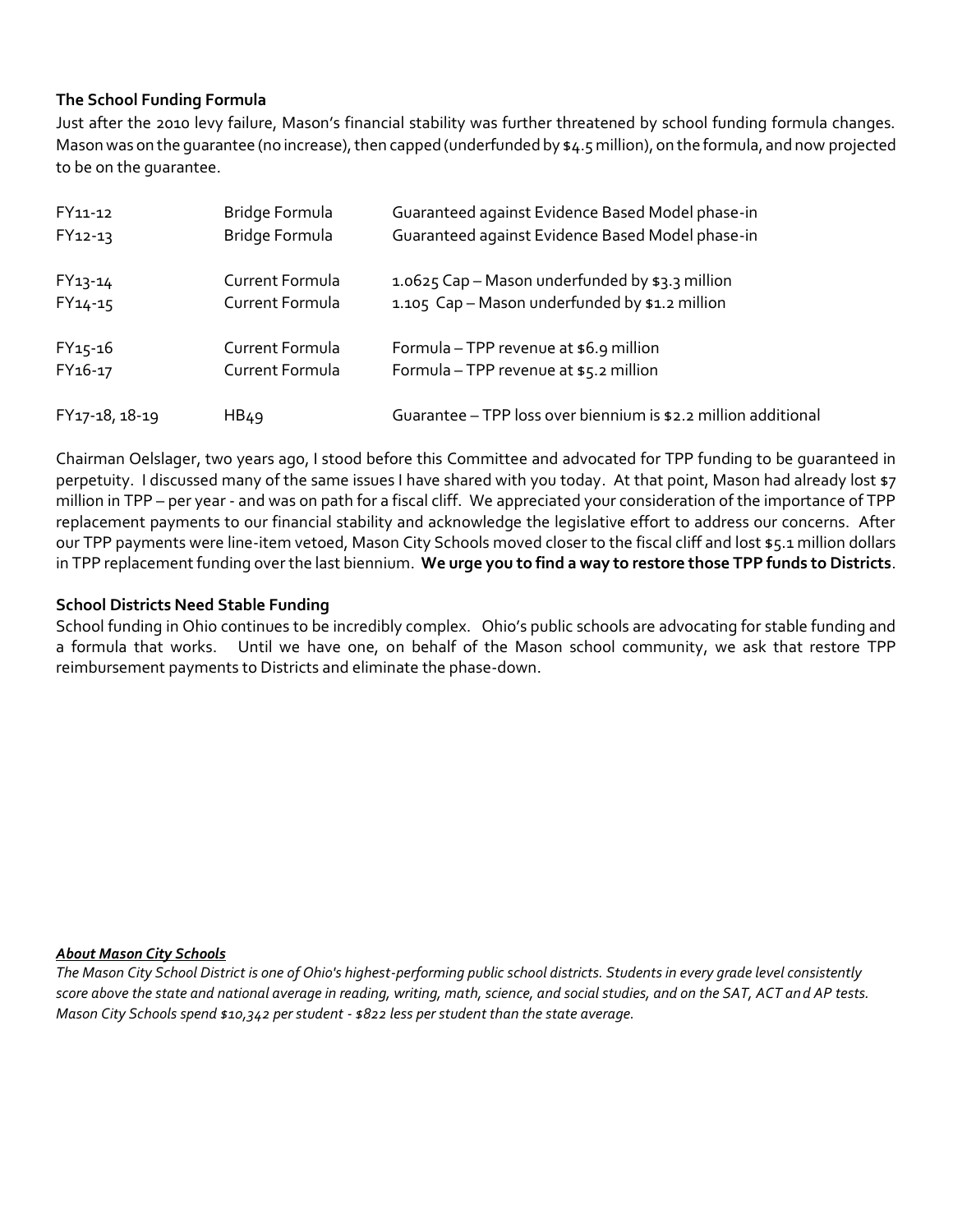**The School Funding Formula**

Just after the 2010 levy failure, Mason's financial stability was further threatened by school funding formula changes. Mason was on the guarantee (no increase), then capped (underfunded by $4.5 million), on the formula, and now projected to be on the guarantee.

| | | |
|---|---|---|
| FY11-12 | Bridge Formula | Guaranteed against Evidence Based Model phase-in |
| FY12-13 | Bridge Formula | Guaranteed against Evidence Based Model phase-in |
| FY13-14 | Current Formula | 1.0625 Cap – Mason underfunded by $3.3 million |
| FY14-15 | Current Formula | 1.105 Cap – Mason underfunded by $1.2 million |
| FY15-16 | Current Formula | Formula – TPP revenue at $6.9 million |
| FY16-17 | Current Formula | Formula – TPP revenue at $5.2 million |
| FY17-18, 18-19 | HB49 | Guarantee – TPP loss over biennium is $2.2 million additional |

Chairman Oelslager, two years ago, I stood before this Committee and advocated for TPP funding to be guaranteed in perpetuity. I discussed many of the same issues I have shared with you today. At that point, Mason had already lost $7 million in TPP – per year - and was on path for a fiscal cliff. We appreciated your consideration of the importance of TPP replacement payments to our financial stability and acknowledge the legislative effort to address our concerns. After our TPP payments were line-item vetoed, Mason City Schools moved closer to the fiscal cliff and lost $5.1 million dollars in TPP replacement funding over the last biennium. **We urge you to find a way to restore those TPP funds to Districts**.

**School Districts Need Stable Funding**

School funding in Ohio continues to be incredibly complex. Ohio's public schools are advocating for stable funding and a formula that works. Until we have one, on behalf of the Mason school community, we ask that restore TPP reimbursement payments to Districts and eliminate the phase-down.

***About Mason City Schools***

*The Mason City School District is one of Ohio's highest-performing public school districts. Students in every grade level consistently score above the state and national average in reading, writing, math, science, and social studies, and on the SAT, ACT and AP tests. Mason City Schools spend $10,342 per student - $822 less per student than the state average.*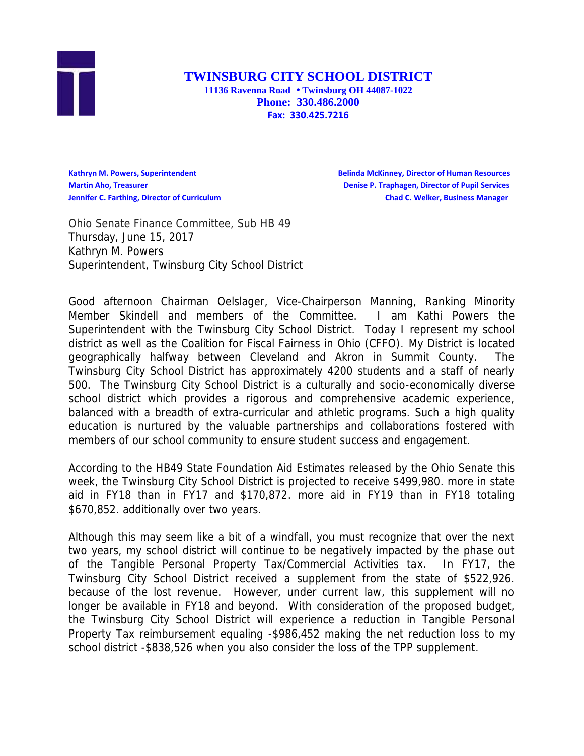# TWINSBURG CITY SCHOOL DISTRICT

**11136 Ravenna Road • Twinsburg OH 44087-1022**
**Phone: 330.486.2000**
**Fax: 330.425.7216**

**Kathryn M. Powers, Superintendent**
**Martin Aho, Treasurer**
**Jennifer C. Farthing, Director of Curriculum**
**Belinda McKinney, Director of Human Resources**
**Denise P. Traphagen, Director of Pupil Services**
**Chad C. Welker, Business Manager**

Ohio Senate Finance Committee, Sub HB 49
Thursday, June 15, 2017
Kathryn M. Powers
Superintendent, Twinsburg City School District

Good afternoon Chairman Oelslager, Vice-Chairperson Manning, Ranking Minority Member Skindell and members of the Committee. I am Kathi Powers the Superintendent with the Twinsburg City School District. Today I represent my school district as well as the Coalition for Fiscal Fairness in Ohio (CFFO). My District is located geographically halfway between Cleveland and Akron in Summit County. The Twinsburg City School District has approximately 4200 students and a staff of nearly 500. The Twinsburg City School District is a culturally and socio-economically diverse school district which provides a rigorous and comprehensive academic experience, balanced with a breadth of extra-curricular and athletic programs. Such a high quality education is nurtured by the valuable partnerships and collaborations fostered with members of our school community to ensure student success and engagement.

According to the HB49 State Foundation Aid Estimates released by the Ohio Senate this week, the Twinsburg City School District is projected to receive $499,980. more in state aid in FY18 than in FY17 and $170,872. more aid in FY19 than in FY18 totaling $670,852. additionally over two years.

Although this may seem like a bit of a windfall, you must recognize that over the next two years, my school district will continue to be negatively impacted by the phase out of the Tangible Personal Property Tax/Commercial Activities tax. In FY17, the Twinsburg City School District received a supplement from the state of $522,926. because of the lost revenue. However, under current law, this supplement will no longer be available in FY18 and beyond. With consideration of the proposed budget, the Twinsburg City School District will experience a reduction in Tangible Personal Property Tax reimbursement equaling -$986,452 making the net reduction loss to my school district -$838,526 when you also consider the loss of the TPP supplement.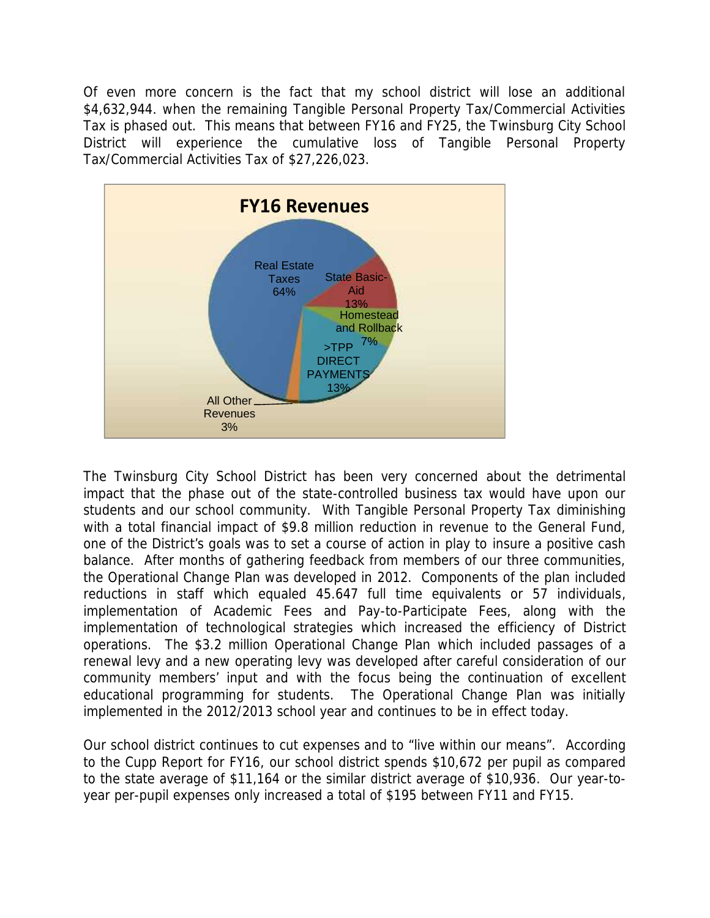Of even more concern is the fact that my school district will lose an additional $4,632,944. when the remaining Tangible Personal Property Tax/Commercial Activities Tax is phased out. This means that between FY16 and FY25, the Twinsburg City School District will experience the cumulative loss of Tangible Personal Property Tax/Commercial Activities Tax of $27,226,023.

**FY16 Revenues**

| Revenue Source | Percent |
| --- | --- |
| Real Estate Taxes | 64% |
| State Basic-Aid | 13% |
| Homestead and Rollback | 7% |
| >TPP DIRECT PAYMENTS | 13% |
| All Other Revenues | 3% |

The Twinsburg City School District has been very concerned about the detrimental impact that the phase out of the state-controlled business tax would have upon our students and our school community. With Tangible Personal Property Tax diminishing with a total financial impact of $9.8 million reduction in revenue to the General Fund, one of the District's goals was to set a course of action in play to insure a positive cash balance. After months of gathering feedback from members of our three communities, the Operational Change Plan was developed in 2012. Components of the plan included reductions in staff which equaled 45.647 full time equivalents or 57 individuals, implementation of Academic Fees and Pay-to-Participate Fees, along with the implementation of technological strategies which increased the efficiency of District operations. The $3.2 million Operational Change Plan which included passages of a renewal levy and a new operating levy was developed after careful consideration of our community members' input and with the focus being the continuation of excellent educational programming for students. The Operational Change Plan was initially implemented in the 2012/2013 school year and continues to be in effect today.

Our school district continues to cut expenses and to "live within our means". According to the Cupp Report for FY16, our school district spends $10,672 per pupil as compared to the state average of $11,164 or the similar district average of $10,936. Our year-to-year per-pupil expenses only increased a total of $195 between FY11 and FY15.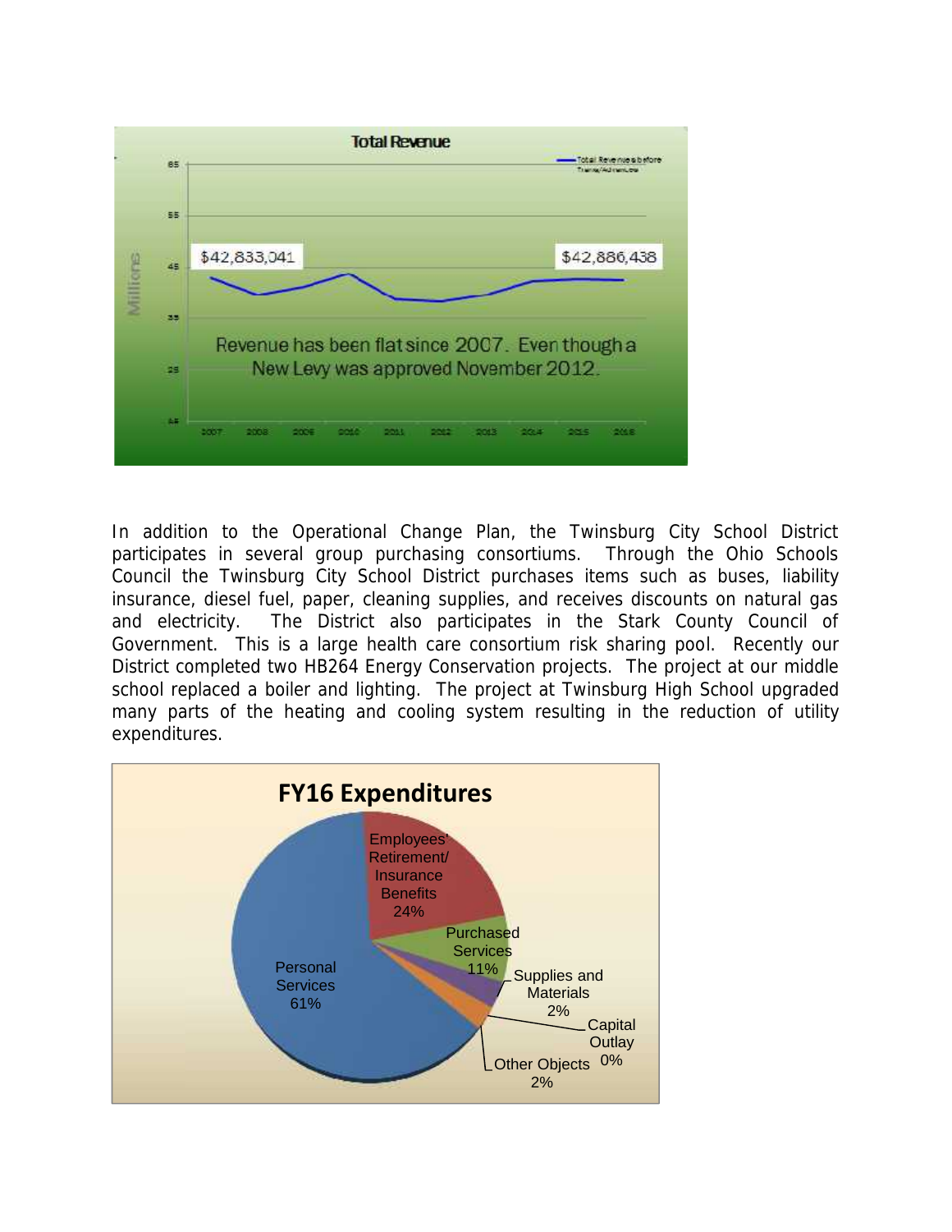**Total Revenue**

$42,833,041 — $42,886,438

Revenue has been flat since 2007. Even though a New Levy was approved November 2012.

In addition to the Operational Change Plan, the Twinsburg City School District participates in several group purchasing consortiums. Through the Ohio Schools Council the Twinsburg City School District purchases items such as buses, liability insurance, diesel fuel, paper, cleaning supplies, and receives discounts on natural gas and electricity. The District also participates in the Stark County Council of Government. This is a large health care consortium risk sharing pool. Recently our District completed two HB264 Energy Conservation projects. The project at our middle school replaced a boiler and lighting. The project at Twinsburg High School upgraded many parts of the heating and cooling system resulting in the reduction of utility expenditures.

**FY16 Expenditures**

- Personal Services 61%
- Employees' Retirement/ Insurance Benefits 24%
- Purchased Services 11%
- Supplies and Materials 2%
- Capital Outlay 0%
- Other Objects 2%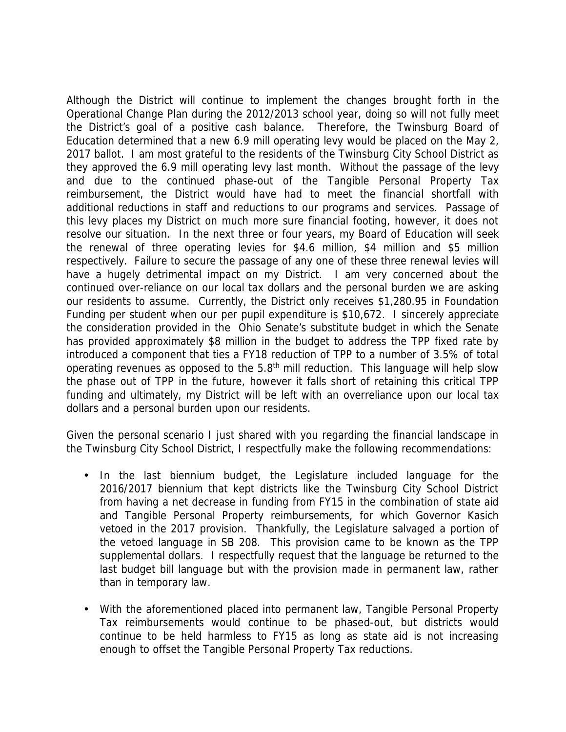Although the District will continue to implement the changes brought forth in the Operational Change Plan during the 2012/2013 school year, doing so will not fully meet the District's goal of a positive cash balance. Therefore, the Twinsburg Board of Education determined that a new 6.9 mill operating levy would be placed on the May 2, 2017 ballot. I am most grateful to the residents of the Twinsburg City School District as they approved the 6.9 mill operating levy last month. Without the passage of the levy and due to the continued phase-out of the Tangible Personal Property Tax reimbursement, the District would have had to meet the financial shortfall with additional reductions in staff and reductions to our programs and services. Passage of this levy places my District on much more sure financial footing, however, it does not resolve our situation. In the next three or four years, my Board of Education will seek the renewal of three operating levies for \$4.6 million, \$4 million and \$5 million respectively. Failure to secure the passage of any one of these three renewal levies will have a hugely detrimental impact on my District. I am very concerned about the continued over-reliance on our local tax dollars and the personal burden we are asking our residents to assume. Currently, the District only receives \$1,280.95 in Foundation Funding per student when our per pupil expenditure is \$10,672. I sincerely appreciate the consideration provided in the Ohio Senate's substitute budget in which the Senate has provided approximately \$8 million in the budget to address the TPP fixed rate by introduced a component that ties a FY18 reduction of TPP to a number of 3.5% of total operating revenues as opposed to the 5.8th mill reduction. This language will help slow the phase out of TPP in the future, however it falls short of retaining this critical TPP funding and ultimately, my District will be left with an overreliance upon our local tax dollars and a personal burden upon our residents.

Given the personal scenario I just shared with you regarding the financial landscape in the Twinsburg City School District, I respectfully make the following recommendations:

- In the last biennium budget, the Legislature included language for the 2016/2017 biennium that kept districts like the Twinsburg City School District from having a net decrease in funding from FY15 in the combination of state aid and Tangible Personal Property reimbursements, for which Governor Kasich vetoed in the 2017 provision. Thankfully, the Legislature salvaged a portion of the vetoed language in SB 208. This provision came to be known as the TPP supplemental dollars. I respectfully request that the language be returned to the last budget bill language but with the provision made in permanent law, rather than in temporary law.

- With the aforementioned placed into permanent law, Tangible Personal Property Tax reimbursements would continue to be phased-out, but districts would continue to be held harmless to FY15 as long as state aid is not increasing enough to offset the Tangible Personal Property Tax reductions.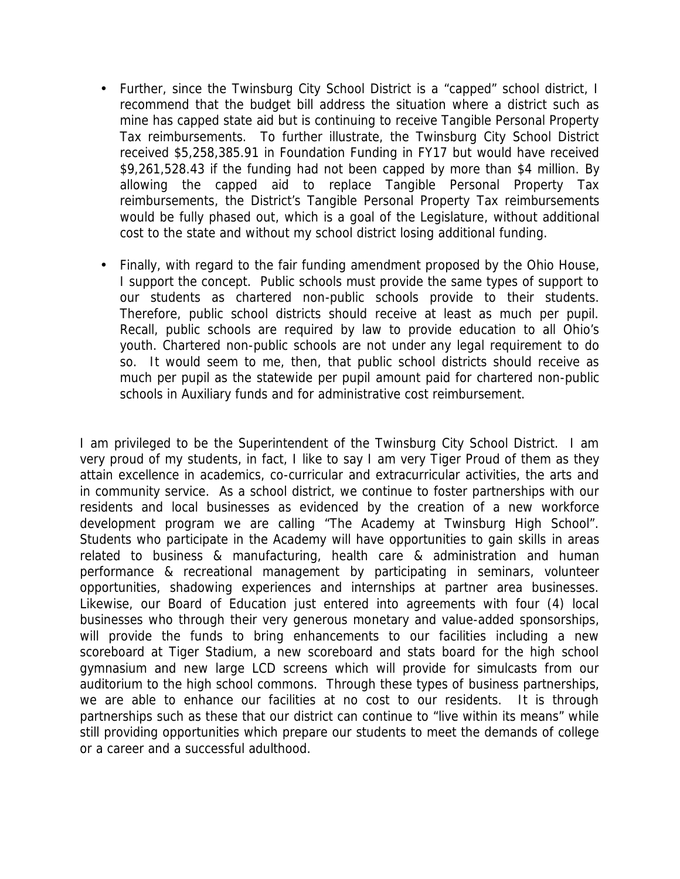- Further, since the Twinsburg City School District is a "capped" school district, I recommend that the budget bill address the situation where a district such as mine has capped state aid but is continuing to receive Tangible Personal Property Tax reimbursements. To further illustrate, the Twinsburg City School District received $5,258,385.91 in Foundation Funding in FY17 but would have received $9,261,528.43 if the funding had not been capped by more than $4 million. By allowing the capped aid to replace Tangible Personal Property Tax reimbursements, the District's Tangible Personal Property Tax reimbursements would be fully phased out, which is a goal of the Legislature, without additional cost to the state and without my school district losing additional funding.

- Finally, with regard to the fair funding amendment proposed by the Ohio House, I support the concept. Public schools must provide the same types of support to our students as chartered non-public schools provide to their students. Therefore, public school districts should receive at least as much per pupil. Recall, public schools are required by law to provide education to all Ohio's youth. Chartered non-public schools are not under any legal requirement to do so. It would seem to me, then, that public school districts should receive as much per pupil as the statewide per pupil amount paid for chartered non-public schools in Auxiliary funds and for administrative cost reimbursement.

I am privileged to be the Superintendent of the Twinsburg City School District. I am very proud of my students, in fact, I like to say I am very Tiger Proud of them as they attain excellence in academics, co-curricular and extracurricular activities, the arts and in community service. As a school district, we continue to foster partnerships with our residents and local businesses as evidenced by the creation of a new workforce development program we are calling "The Academy at Twinsburg High School". Students who participate in the Academy will have opportunities to gain skills in areas related to business & manufacturing, health care & administration and human performance & recreational management by participating in seminars, volunteer opportunities, shadowing experiences and internships at partner area businesses. Likewise, our Board of Education just entered into agreements with four (4) local businesses who through their very generous monetary and value-added sponsorships, will provide the funds to bring enhancements to our facilities including a new scoreboard at Tiger Stadium, a new scoreboard and stats board for the high school gymnasium and new large LCD screens which will provide for simulcasts from our auditorium to the high school commons. Through these types of business partnerships, we are able to enhance our facilities at no cost to our residents. It is through partnerships such as these that our district can continue to "live within its means" while still providing opportunities which prepare our students to meet the demands of college or a career and a successful adulthood.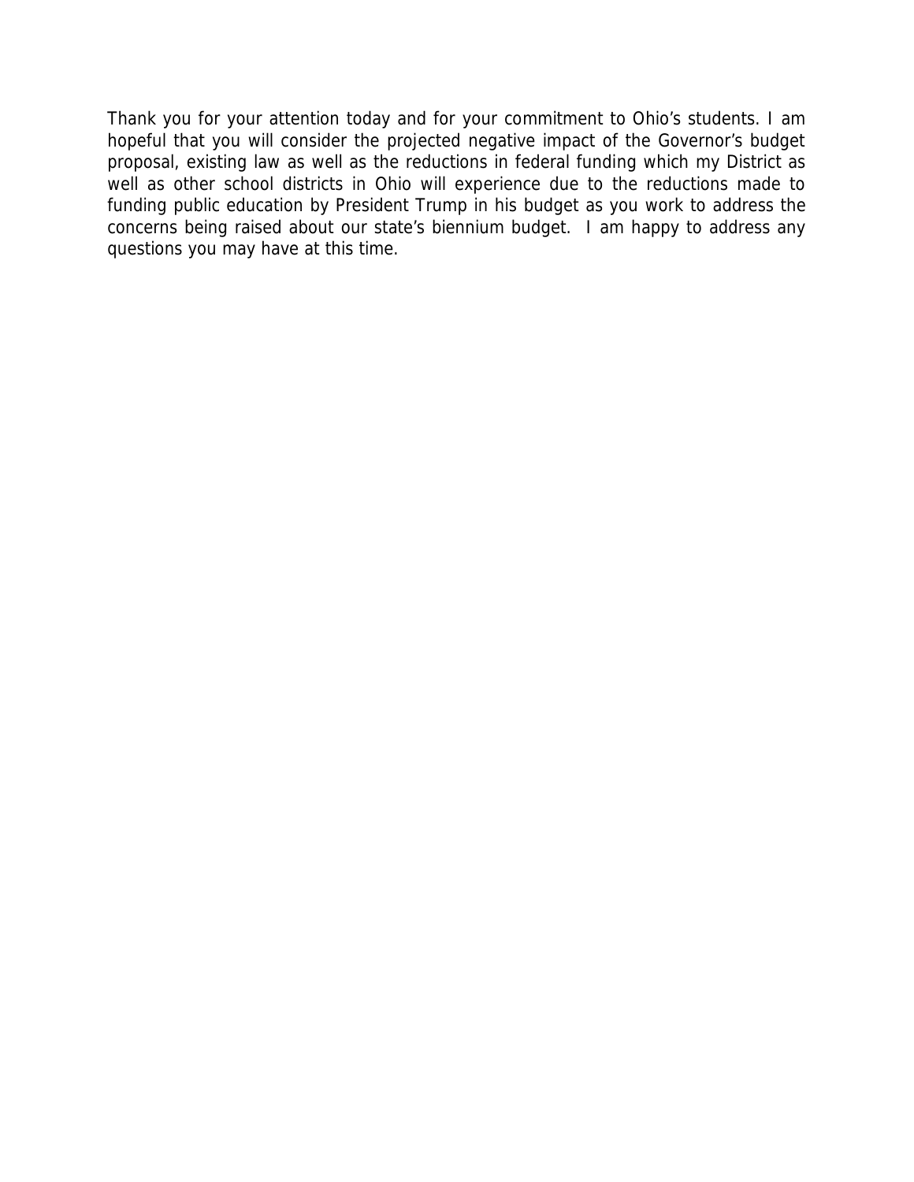Thank you for your attention today and for your commitment to Ohio's students. I am hopeful that you will consider the projected negative impact of the Governor's budget proposal, existing law as well as the reductions in federal funding which my District as well as other school districts in Ohio will experience due to the reductions made to funding public education by President Trump in his budget as you work to address the concerns being raised about our state's biennium budget. I am happy to address any questions you may have at this time.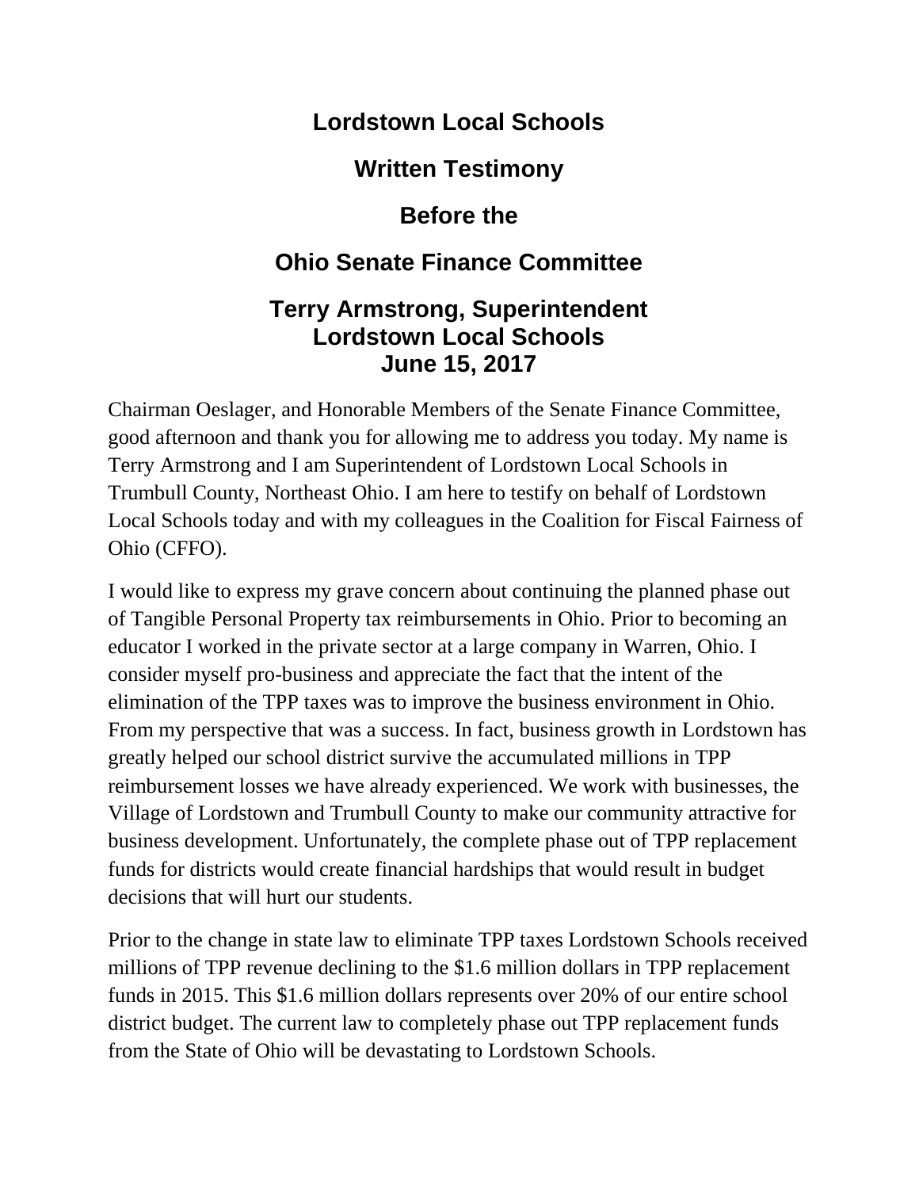# Lordstown Local Schools

## Written Testimony

## Before the

## Ohio Senate Finance Committee

## Terry Armstrong, Superintendent
## Lordstown Local Schools
## June 15, 2017

Chairman Oeslager, and Honorable Members of the Senate Finance Committee, good afternoon and thank you for allowing me to address you today. My name is Terry Armstrong and I am Superintendent of Lordstown Local Schools in Trumbull County, Northeast Ohio. I am here to testify on behalf of Lordstown Local Schools today and with my colleagues in the Coalition for Fiscal Fairness of Ohio (CFFO).

I would like to express my grave concern about continuing the planned phase out of Tangible Personal Property tax reimbursements in Ohio. Prior to becoming an educator I worked in the private sector at a large company in Warren, Ohio. I consider myself pro-business and appreciate the fact that the intent of the elimination of the TPP taxes was to improve the business environment in Ohio. From my perspective that was a success. In fact, business growth in Lordstown has greatly helped our school district survive the accumulated millions in TPP reimbursement losses we have already experienced. We work with businesses, the Village of Lordstown and Trumbull County to make our community attractive for business development. Unfortunately, the complete phase out of TPP replacement funds for districts would create financial hardships that would result in budget decisions that will hurt our students.

Prior to the change in state law to eliminate TPP taxes Lordstown Schools received millions of TPP revenue declining to the $1.6 million dollars in TPP replacement funds in 2015. This $1.6 million dollars represents over 20% of our entire school district budget. The current law to completely phase out TPP replacement funds from the State of Ohio will be devastating to Lordstown Schools.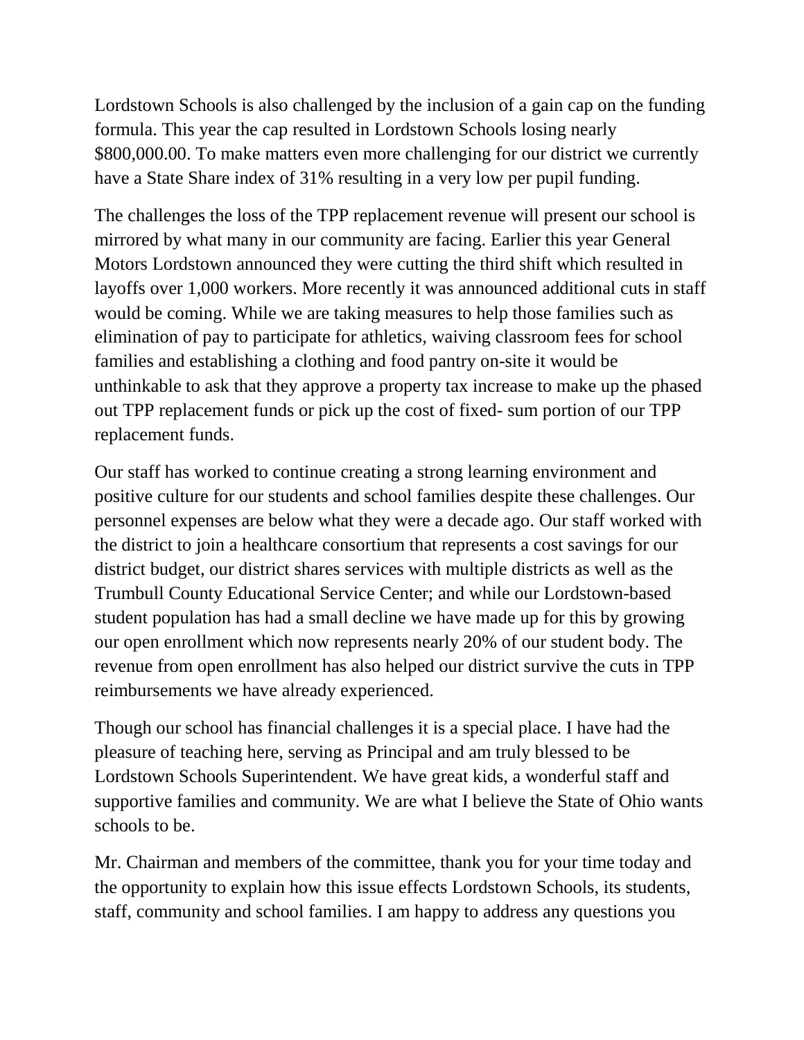Lordstown Schools is also challenged by the inclusion of a gain cap on the funding formula. This year the cap resulted in Lordstown Schools losing nearly $800,000.00. To make matters even more challenging for our district we currently have a State Share index of 31% resulting in a very low per pupil funding.

The challenges the loss of the TPP replacement revenue will present our school is mirrored by what many in our community are facing. Earlier this year General Motors Lordstown announced they were cutting the third shift which resulted in layoffs over 1,000 workers. More recently it was announced additional cuts in staff would be coming. While we are taking measures to help those families such as elimination of pay to participate for athletics, waiving classroom fees for school families and establishing a clothing and food pantry on-site it would be unthinkable to ask that they approve a property tax increase to make up the phased out TPP replacement funds or pick up the cost of fixed- sum portion of our TPP replacement funds.

Our staff has worked to continue creating a strong learning environment and positive culture for our students and school families despite these challenges. Our personnel expenses are below what they were a decade ago. Our staff worked with the district to join a healthcare consortium that represents a cost savings for our district budget, our district shares services with multiple districts as well as the Trumbull County Educational Service Center; and while our Lordstown-based student population has had a small decline we have made up for this by growing our open enrollment which now represents nearly 20% of our student body. The revenue from open enrollment has also helped our district survive the cuts in TPP reimbursements we have already experienced.

Though our school has financial challenges it is a special place. I have had the pleasure of teaching here, serving as Principal and am truly blessed to be Lordstown Schools Superintendent. We have great kids, a wonderful staff and supportive families and community. We are what I believe the State of Ohio wants schools to be.

Mr. Chairman and members of the committee, thank you for your time today and the opportunity to explain how this issue effects Lordstown Schools, its students, staff, community and school families. I am happy to address any questions you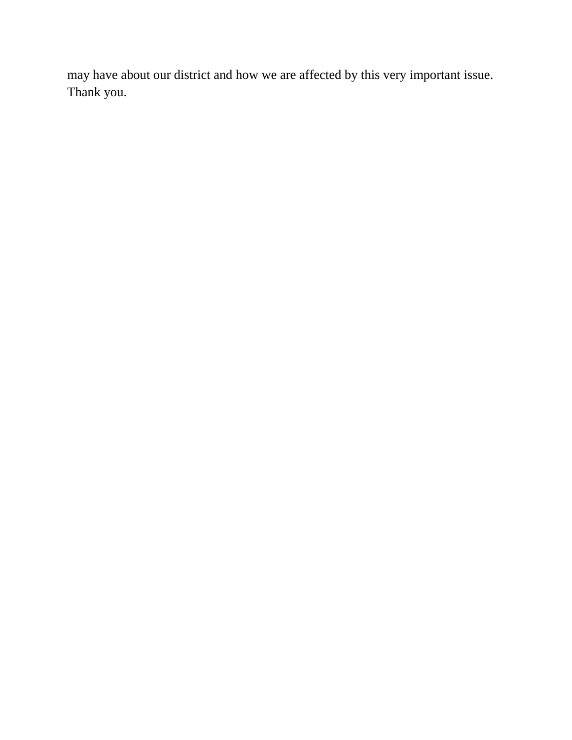may have about our district and how we are affected by this very important issue. Thank you.